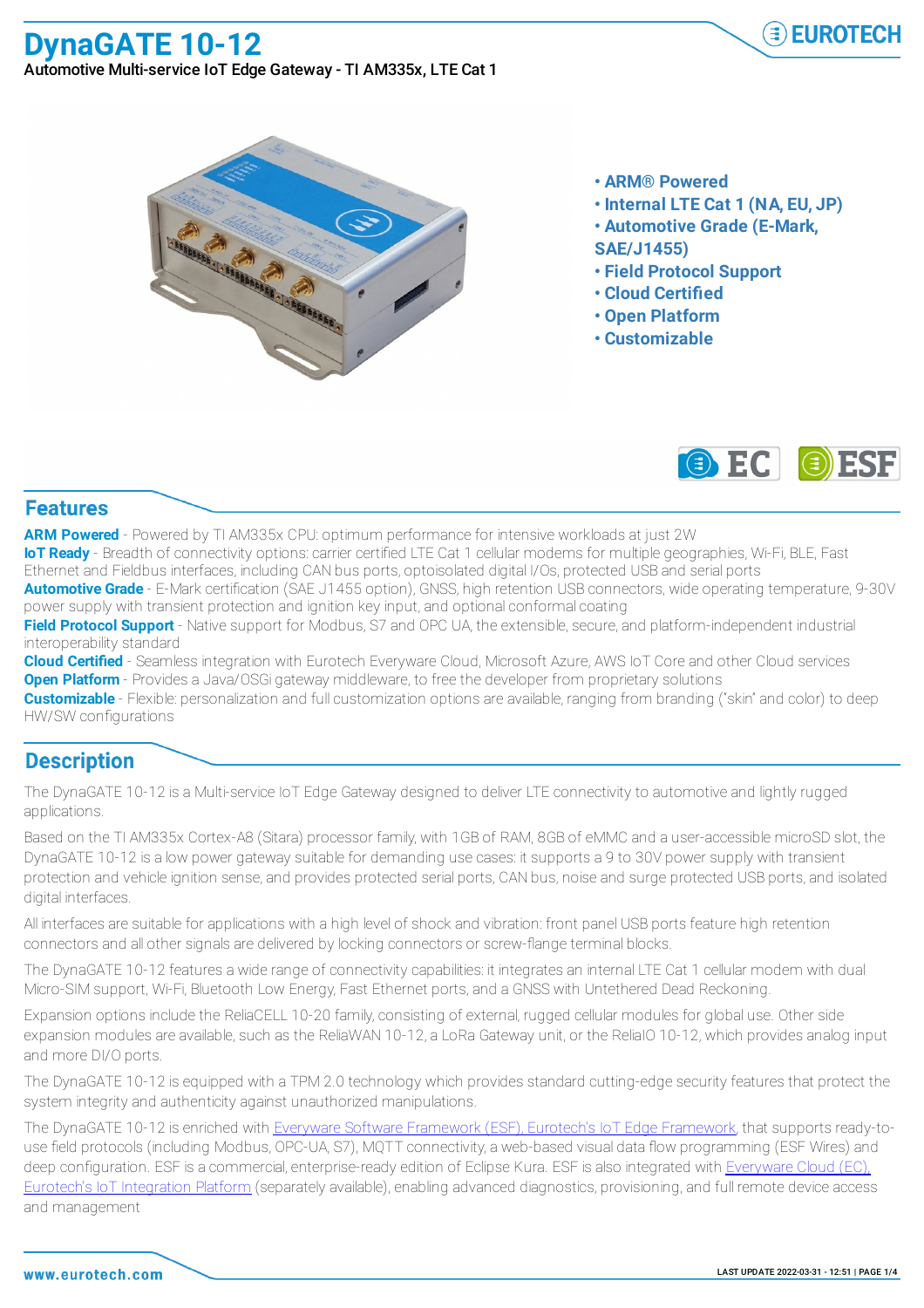# DynaGATE 10-12

Automotive Multi-service IoT Edge Gateway - TI AM335x, LTE Cat 1

- ARM® Powered
- Internal LTE Cat 1 (NA, EU, JP)
- Automotive Grade (E-Mark, SAE/J1455)
- Field Protocol Support
- Cloud Certified
- Open Platform
- Customizable

## Features

**ARM Powered** - Powered by TI AM335x CPU: optimum performance for intensive workloads at just 2W
**IoT Ready** - Breadth of connectivity options: carrier certified LTE Cat 1 cellular modems for multiple geographies, Wi-Fi, BLE, Fast Ethernet and Fieldbus interfaces, including CAN bus ports, optoisolated digital I/Os, protected USB and serial ports
**Automotive Grade** - E-Mark certification (SAE J1455 option), GNSS, high retention USB connectors, wide operating temperature, 9-30V power supply with transient protection and ignition key input, and optional conformal coating
**Field Protocol Support** - Native support for Modbus, S7 and OPC UA, the extensible, secure, and platform-independent industrial interoperability standard
**Cloud Certified** - Seamless integration with Eurotech Everyware Cloud, Microsoft Azure, AWS IoT Core and other Cloud services
**Open Platform** - Provides a Java/OSGi gateway middleware, to free the developer from proprietary solutions
**Customizable** - Flexible: personalization and full customization options are available, ranging from branding ("skin" and color) to deep HW/SW configurations

## Description

The DynaGATE 10-12 is a Multi-service IoT Edge Gateway designed to deliver LTE connectivity to automotive and lightly rugged applications.

Based on the TI AM335x Cortex-A8 (Sitara) processor family, with 1GB of RAM, 8GB of eMMC and a user-accessible microSD slot, the DynaGATE 10-12 is a low power gateway suitable for demanding use cases: it supports a 9 to 30V power supply with transient protection and vehicle ignition sense, and provides protected serial ports, CAN bus, noise and surge protected USB ports, and isolated digital interfaces.

All interfaces are suitable for applications with a high level of shock and vibration: front panel USB ports feature high retention connectors and all other signals are delivered by locking connectors or screw-flange terminal blocks.

The DynaGATE 10-12 features a wide range of connectivity capabilities: it integrates an internal LTE Cat 1 cellular modem with dual Micro-SIM support, Wi-Fi, Bluetooth Low Energy, Fast Ethernet ports, and a GNSS with Untethered Dead Reckoning.

Expansion options include the ReliaCELL 10-20 family, consisting of external, rugged cellular modules for global use. Other side expansion modules are available, such as the ReliaWAN 10-12, a LoRa Gateway unit, or the ReliaIO 10-12, which provides analog input and more DI/O ports.

The DynaGATE 10-12 is equipped with a TPM 2.0 technology which provides standard cutting-edge security features that protect the system integrity and authenticity against unauthorized manipulations.

The DynaGATE 10-12 is enriched with Everyware Software Framework (ESF), Eurotech's IoT Edge Framework, that supports ready-to-use field protocols (including Modbus, OPC-UA, S7), MQTT connectivity, a web-based visual data flow programming (ESF Wires) and deep configuration. ESF is a commercial, enterprise-ready edition of Eclipse Kura. ESF is also integrated with Everyware Cloud (EC), Eurotech's IoT Integration Platform (separately available), enabling advanced diagnostics, provisioning, and full remote device access and management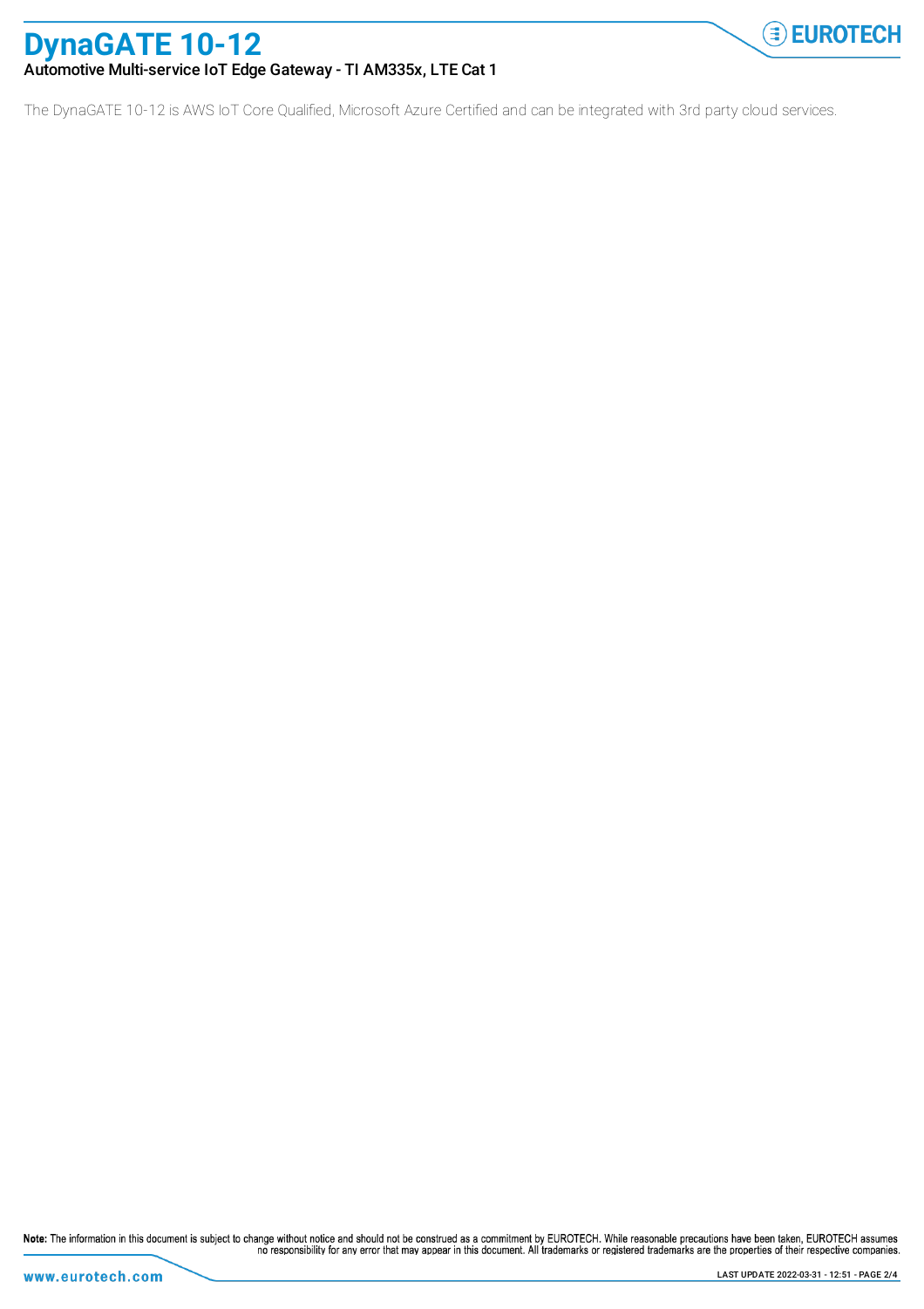The DynaGATE 10-12 is AWS IoT Core Qualified, Microsoft Azure Certified and can be integrated with 3rd party cloud services.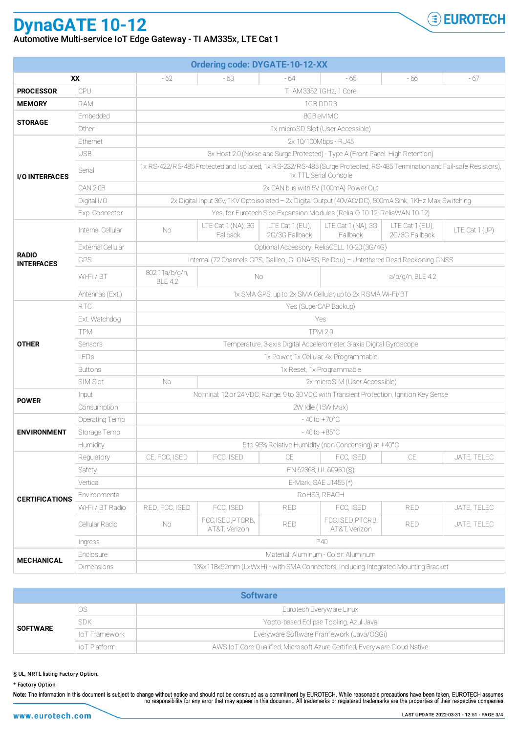# DynaGATE 10-12

**Automotive Multi-service IoT Edge Gateway - TI AM335x, LTE Cat 1**

| Ordering code: DYGATE-10-12-XX | | | | | | | |
|---|---|---|---|---|---|---|---|
| **XX** | | - 62 | - 63 | - 64 | - 65 | - 66 | - 67 |
| **PROCESSOR** | CPU | TI AM3352 1GHz, 1 Core | | | | | |
| **MEMORY** | RAM | 1GB DDR3 | | | | | |
| **STORAGE** | Embedded | 8GB eMMC | | | | | |
| | Other | 1x microSD Slot (User Accessible) | | | | | |
| **I/O INTERFACES** | Ethernet | 2x 10/100Mbps - RJ45 | | | | | |
| | USB | 3x Host 2.0 (Noise and Surge Protected) - Type A (Front Panel: High Retention) | | | | | |
| | Serial | 1x RS-422/RS-485 Protected and Isolated, 1x RS-232/RS-485 (Surge Protected, RS-485 Termination and Fail-safe Resistors), 1x TTL Serial Console | | | | | |
| | CAN 2.0B | 2x CAN bus with 5V (100mA) Power Out | | | | | |
| | Digital I/O | 2x Digital Input 36V, 1KV Optoisolated – 2x Digital Output (40VAC/DC), 500mA Sink, 1KHz Max Switching | | | | | |
| | Exp. Connector | Yes, for Eurotech Side Expansion Modules (ReliaIO 10-12, ReliaWAN 10-12) | | | | | |
| **RADIO INTERFACES** | Internal Cellular | No | LTE Cat 1 (NA), 3G Fallback | LTE Cat 1 (EU), 2G/3G Fallback | LTE Cat 1 (NA), 3G Fallback | LTE Cat 1 (EU), 2G/3G Fallback | LTE Cat 1 (JP) |
| | External Cellular | Optional Accessory: ReliaCELL 10-20 (3G/4G) | | | | | |
| | GPS | Internal (72 Channels GPS, Galileo, GLONASS, BeiDou) – Untethered Dead Reckoning GNSS | | | | | |
| | Wi-Fi / BT | 802.11a/b/g/n, BLE 4.2 | No | | a/b/g/n, BLE 4.2 | | |
| | Antennas (Ext.) | 1x SMA GPS, up to 2x SMA Cellular, up to 2x RSMA Wi-Fi/BT | | | | | |
| **OTHER** | RTC | Yes (SuperCAP Backup) | | | | | |
| | Ext. Watchdog | Yes | | | | | |
| | TPM | TPM 2.0 | | | | | |
| | Sensors | Temperature, 3-axis Digital Accelerometer, 3-axis Digital Gyroscope | | | | | |
| | LEDs | 1x Power, 1x Cellular, 4x Programmable | | | | | |
| | Buttons | 1x Reset, 1x Programmable | | | | | |
| | SIM Slot | No | 2x microSIM (User Accessible) | | | | |
| **POWER** | Input | Nominal: 12 or 24 VDC; Range: 9 to 30 VDC with Transient Protection, Ignition Key Sense | | | | | |
| | Consumption | 2W Idle (15W Max) | | | | | |
| **ENVIRONMENT** | Operating Temp | - 40 to +70°C | | | | | |
| | Storage Temp | - 40 to +85°C | | | | | |
| | Humidity | 5 to 95% Relative Humidity (non Condensing) at +40°C | | | | | |
| **CERTIFICATIONS** | Regulatory | CE, FCC, ISED | FCC, ISED | CE | FCC, ISED | CE | JATE, TELEC |
| | Safety | EN 62368, UL 60950 (§) | | | | | |
| | Vertical | E-Mark, SAE J1455 (*) | | | | | |
| | Environmental | RoHS3, REACH | | | | | |
| | Wi-Fi / BT Radio | RED, FCC, ISED | FCC, ISED | RED | FCC, ISED | RED | JATE, TELEC |
| | Cellular Radio | No | FCC,ISED,PTCRB, AT&T, Verizon | RED | FCC,ISED,PTCRB, AT&T, Verizon | RED | JATE, TELEC |
| | Ingress | IP40 | | | | | |
| **MECHANICAL** | Enclosure | Material: Aluminum - Color: Aluminum | | | | | |
| | Dimensions | 139x118x52mm (LxWxH) - with SMA Connectors, Including Integrated Mounting Bracket | | | | | |

| Software | | |
|---|---|---|
| **SOFTWARE** | OS | Eurotech Everyware Linux |
| | SDK | Yocto-based Eclipse Tooling, Azul Java |
| | IoT Framework | Everyware Software Framework (Java/OSGi) |
| | IoT Platform | AWS IoT Core Qualified, Microsoft Azure Certified, Everyware Cloud Native |

§ UL, NRTL listing Factory Option.

* Factory Option

**Note:** The information in this document is subject to change without notice and should not be construed as a commitment by EUROTECH. While reasonable precautions have been taken, EUROTECH assumes no responsibility for any error that may appear in this document. All trademarks or registered trademarks are the properties of their respective companies.